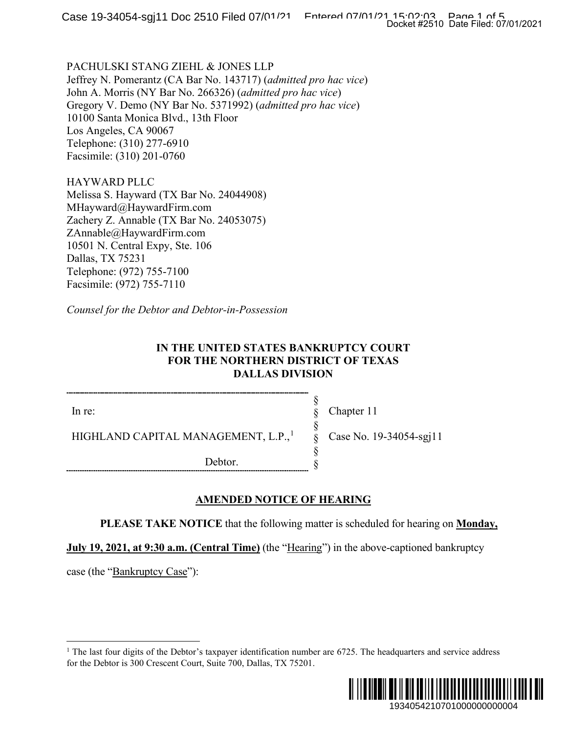PACHULSKI STANG ZIEHL & JONES LLP
Jeffrey N. Pomerantz (CA Bar No. 143717) (*admitted pro hac vice*)
John A. Morris (NY Bar No. 266326) (*admitted pro hac vice*)
Gregory V. Demo (NY Bar No. 5371992) (*admitted pro hac vice*)
10100 Santa Monica Blvd., 13th Floor
Los Angeles, CA 90067
Telephone: (310) 277-6910
Facsimile: (310) 201-0760

HAYWARD PLLC
Melissa S. Hayward (TX Bar No. 24044908)
MHayward@HaywardFirm.com
Zachery Z. Annable (TX Bar No. 24053075)
ZAnnable@HaywardFirm.com
10501 N. Central Expy, Ste. 106
Dallas, TX 75231
Telephone: (972) 755-7100
Facsimile: (972) 755-7110

*Counsel for the Debtor and Debtor-in-Possession*

**IN THE UNITED STATES BANKRUPTCY COURT**
**FOR THE NORTHERN DISTRICT OF TEXAS**
**DALLAS DIVISION**

| | | |
|---|---|---|
| In re: | § | Chapter 11 |
| HIGHLAND CAPITAL MANAGEMENT, L.P.,[1] | § | Case No. 19-34054-sgj11 |
| Debtor. | § | |

**AMENDED NOTICE OF HEARING**

**PLEASE TAKE NOTICE** that the following matter is scheduled for hearing on **Monday, July 19, 2021, at 9:30 a.m. (Central Time)** (the "Hearing") in the above-captioned bankruptcy case (the "Bankruptcy Case"):

[1] The last four digits of the Debtor's taxpayer identification number are 6725. The headquarters and service address for the Debtor is 300 Crescent Court, Suite 700, Dallas, TX 75201.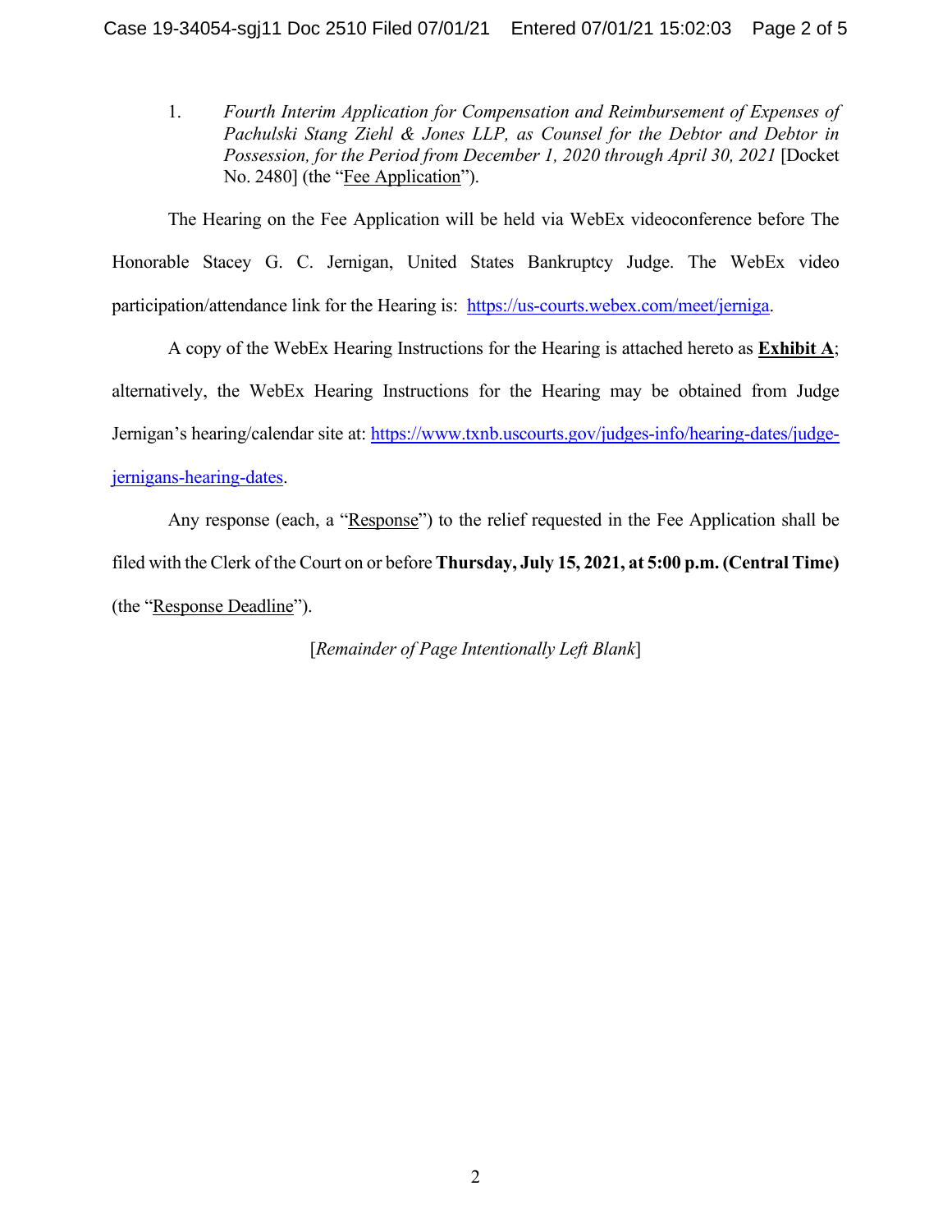1. *Fourth Interim Application for Compensation and Reimbursement of Expenses of Pachulski Stang Ziehl & Jones LLP, as Counsel for the Debtor and Debtor in Possession, for the Period from December 1, 2020 through April 30, 2021* [Docket No. 2480] (the "Fee Application").

The Hearing on the Fee Application will be held via WebEx videoconference before The Honorable Stacey G. C. Jernigan, United States Bankruptcy Judge. The WebEx video participation/attendance link for the Hearing is: https://us-courts.webex.com/meet/jerniga.

A copy of the WebEx Hearing Instructions for the Hearing is attached hereto as **Exhibit A**; alternatively, the WebEx Hearing Instructions for the Hearing may be obtained from Judge Jernigan's hearing/calendar site at: https://www.txnb.uscourts.gov/judges-info/hearing-dates/judge-jernigans-hearing-dates.

Any response (each, a "Response") to the relief requested in the Fee Application shall be filed with the Clerk of the Court on or before **Thursday, July 15, 2021, at 5:00 p.m. (Central Time)** (the "Response Deadline").

[*Remainder of Page Intentionally Left Blank*]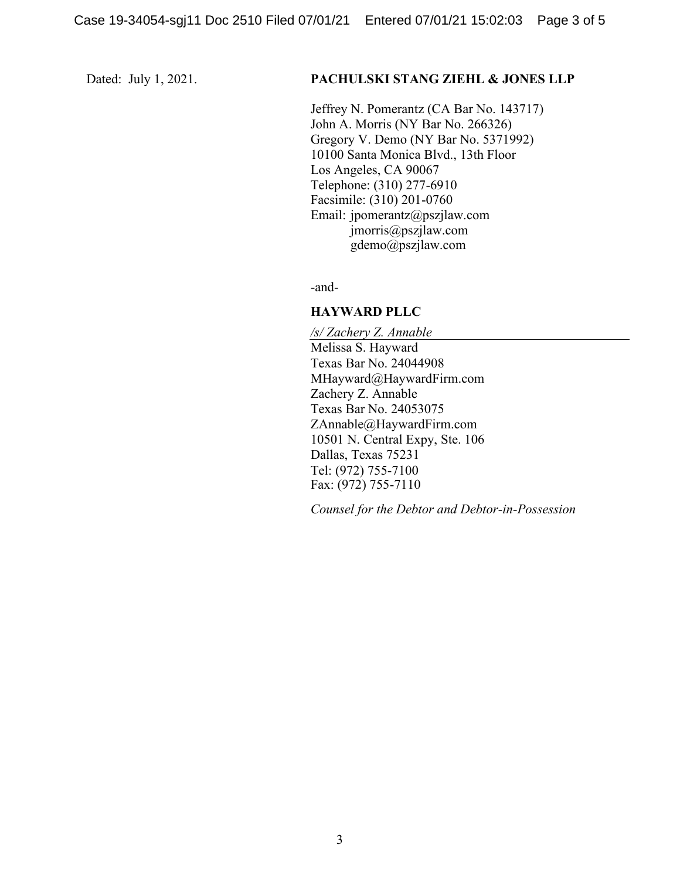Dated: July 1, 2021.

**PACHULSKI STANG ZIEHL & JONES LLP**

Jeffrey N. Pomerantz (CA Bar No. 143717)
John A. Morris (NY Bar No. 266326)
Gregory V. Demo (NY Bar No. 5371992)
10100 Santa Monica Blvd., 13th Floor
Los Angeles, CA 90067
Telephone: (310) 277-6910
Facsimile: (310) 201-0760
Email: jpomerantz@pszjlaw.com
jmorris@pszjlaw.com
gdemo@pszjlaw.com

-and-

**HAYWARD PLLC**

*/s/ Zachery Z. Annable*
Melissa S. Hayward
Texas Bar No. 24044908
MHayward@HaywardFirm.com
Zachery Z. Annable
Texas Bar No. 24053075
ZAnnable@HaywardFirm.com
10501 N. Central Expy, Ste. 106
Dallas, Texas 75231
Tel: (972) 755-7100
Fax: (972) 755-7110

*Counsel for the Debtor and Debtor-in-Possession*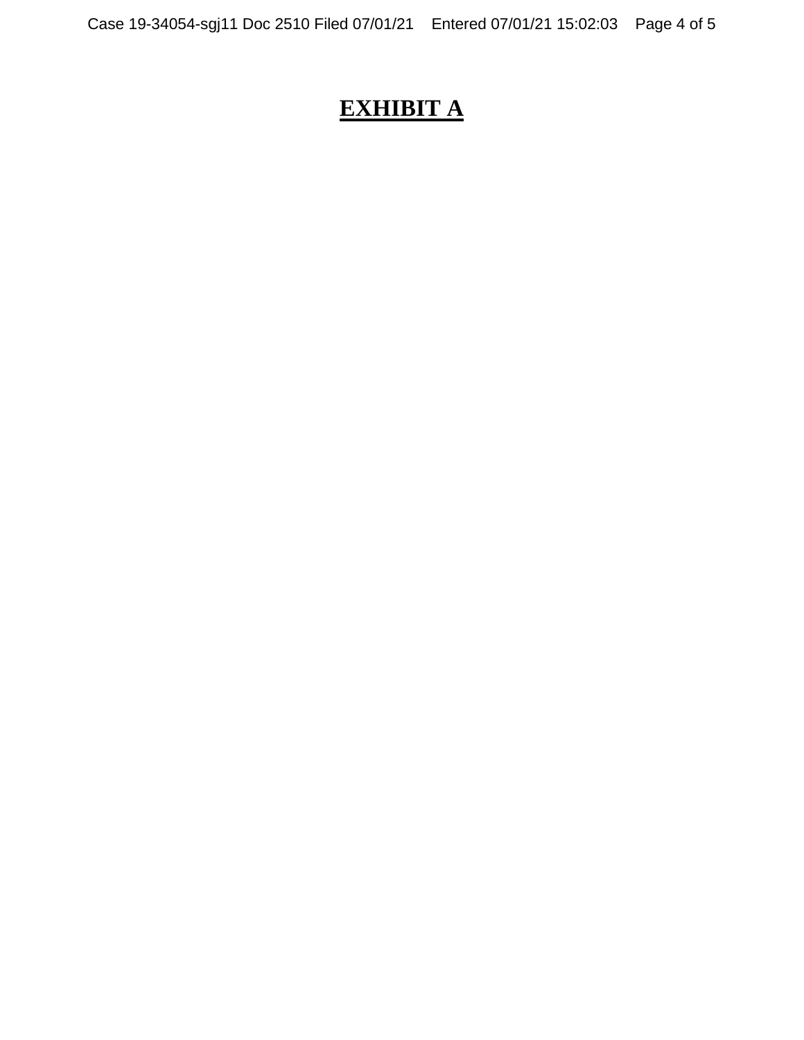# **EXHIBIT A**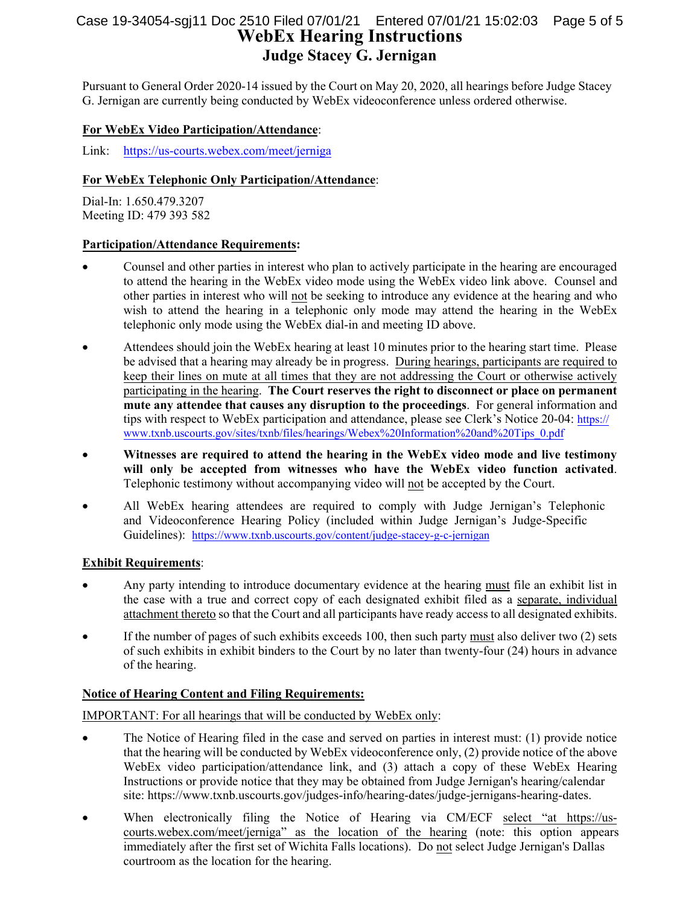# WebEx Hearing Instructions
## Judge Stacey G. Jernigan

Pursuant to General Order 2020-14 issued by the Court on May 20, 2020, all hearings before Judge Stacey G. Jernigan are currently being conducted by WebEx videoconference unless ordered otherwise.

**For WebEx Video Participation/Attendance**:

Link: https://us-courts.webex.com/meet/jerniga

**For WebEx Telephonic Only Participation/Attendance**:

Dial-In: 1.650.479.3207
Meeting ID: 479 393 582

**Participation/Attendance Requirements:**

- Counsel and other parties in interest who plan to actively participate in the hearing are encouraged to attend the hearing in the WebEx video mode using the WebEx video link above. Counsel and other parties in interest who will not be seeking to introduce any evidence at the hearing and who wish to attend the hearing in a telephonic only mode may attend the hearing in the WebEx telephonic only mode using the WebEx dial-in and meeting ID above.
- Attendees should join the WebEx hearing at least 10 minutes prior to the hearing start time. Please be advised that a hearing may already be in progress. During hearings, participants are required to keep their lines on mute at all times that they are not addressing the Court or otherwise actively participating in the hearing. **The Court reserves the right to disconnect or place on permanent mute any attendee that causes any disruption to the proceedings**. For general information and tips with respect to WebEx participation and attendance, please see Clerk's Notice 20-04: https://www.txnb.uscourts.gov/sites/txnb/files/hearings/Webex%20Information%20and%20Tips_0.pdf
- **Witnesses are required to attend the hearing in the WebEx video mode and live testimony will only be accepted from witnesses who have the WebEx video function activated**. Telephonic testimony without accompanying video will not be accepted by the Court.
- All WebEx hearing attendees are required to comply with Judge Jernigan's Telephonic and Videoconference Hearing Policy (included within Judge Jernigan's Judge-Specific Guidelines): https://www.txnb.uscourts.gov/content/judge-stacey-g-c-jernigan

**Exhibit Requirements**:

- Any party intending to introduce documentary evidence at the hearing must file an exhibit list in the case with a true and correct copy of each designated exhibit filed as a separate, individual attachment thereto so that the Court and all participants have ready access to all designated exhibits.
- If the number of pages of such exhibits exceeds 100, then such party must also deliver two (2) sets of such exhibits in exhibit binders to the Court by no later than twenty-four (24) hours in advance of the hearing.

**Notice of Hearing Content and Filing Requirements:**

IMPORTANT: For all hearings that will be conducted by WebEx only:

- The Notice of Hearing filed in the case and served on parties in interest must: (1) provide notice that the hearing will be conducted by WebEx videoconference only, (2) provide notice of the above WebEx video participation/attendance link, and (3) attach a copy of these WebEx Hearing Instructions or provide notice that they may be obtained from Judge Jernigan's hearing/calendar site: https://www.txnb.uscourts.gov/judges-info/hearing-dates/judge-jernigans-hearing-dates.
- When electronically filing the Notice of Hearing via CM/ECF select "at https://us-courts.webex.com/meet/jerniga" as the location of the hearing (note: this option appears immediately after the first set of Wichita Falls locations). Do not select Judge Jernigan's Dallas courtroom as the location for the hearing.